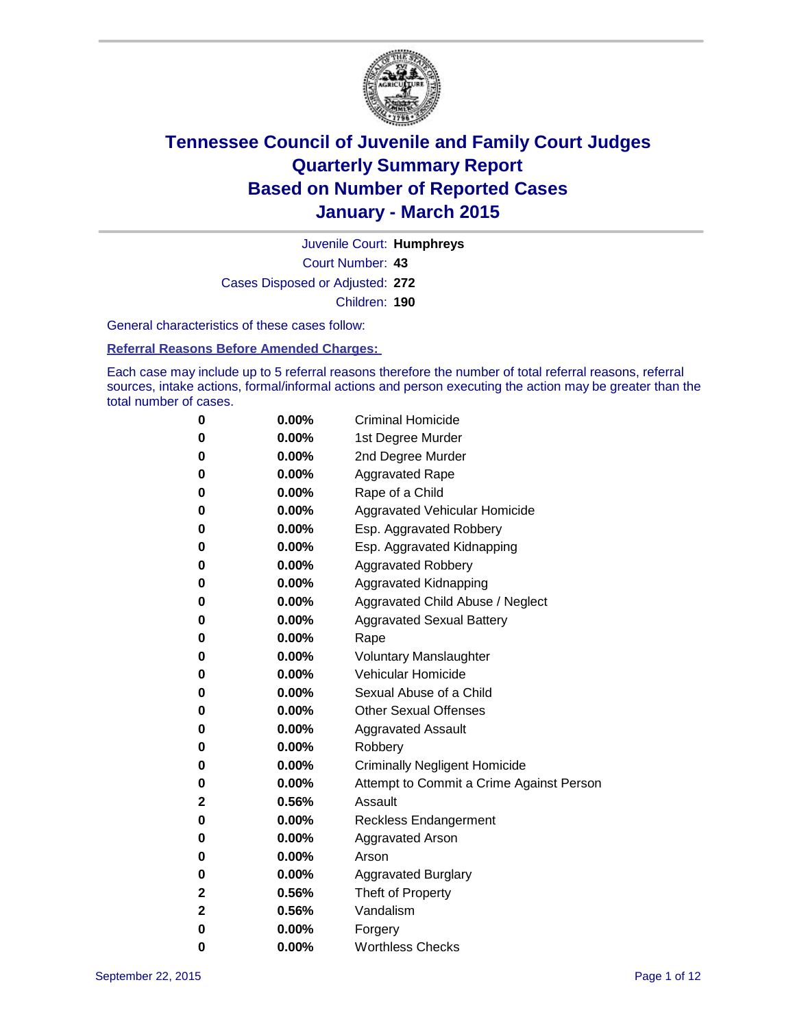# Tennessee Council of Juvenile and Family Court Judges
# Quarterly Summary Report
# Based on Number of Reported Cases
# January - March 2015

Juvenile Court: **Humphreys**
Court Number: **43**
Cases Disposed or Adjusted: **272**
Children: **190**

General characteristics of these cases follow:

**Referral Reasons Before Amended Charges:**

Each case may include up to 5 referral reasons therefore the number of total referral reasons, referral sources, intake actions, formal/informal actions and person executing the action may be greater than the total number of cases.

| | | |
|---|---|---|
| **0** | **0.00%** | Criminal Homicide |
| **0** | **0.00%** | 1st Degree Murder |
| **0** | **0.00%** | 2nd Degree Murder |
| **0** | **0.00%** | Aggravated Rape |
| **0** | **0.00%** | Rape of a Child |
| **0** | **0.00%** | Aggravated Vehicular Homicide |
| **0** | **0.00%** | Esp. Aggravated Robbery |
| **0** | **0.00%** | Esp. Aggravated Kidnapping |
| **0** | **0.00%** | Aggravated Robbery |
| **0** | **0.00%** | Aggravated Kidnapping |
| **0** | **0.00%** | Aggravated Child Abuse / Neglect |
| **0** | **0.00%** | Aggravated Sexual Battery |
| **0** | **0.00%** | Rape |
| **0** | **0.00%** | Voluntary Manslaughter |
| **0** | **0.00%** | Vehicular Homicide |
| **0** | **0.00%** | Sexual Abuse of a Child |
| **0** | **0.00%** | Other Sexual Offenses |
| **0** | **0.00%** | Aggravated Assault |
| **0** | **0.00%** | Robbery |
| **0** | **0.00%** | Criminally Negligent Homicide |
| **0** | **0.00%** | Attempt to Commit a Crime Against Person |
| **2** | **0.56%** | Assault |
| **0** | **0.00%** | Reckless Endangerment |
| **0** | **0.00%** | Aggravated Arson |
| **0** | **0.00%** | Arson |
| **0** | **0.00%** | Aggravated Burglary |
| **2** | **0.56%** | Theft of Property |
| **2** | **0.56%** | Vandalism |
| **0** | **0.00%** | Forgery |
| **0** | **0.00%** | Worthless Checks |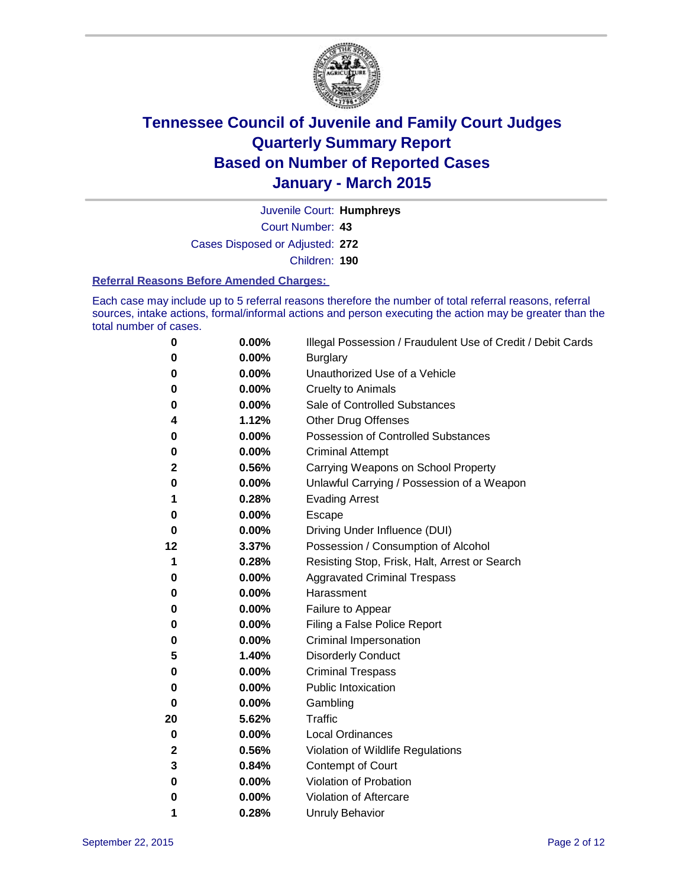# Tennessee Council of Juvenile and Family Court Judges
## Quarterly Summary Report
## Based on Number of Reported Cases
## January - March 2015

Juvenile Court: **Humphreys**

Court Number: **43**

Cases Disposed or Adjusted: **272**

Children: **190**

### Referral Reasons Before Amended Charges:

Each case may include up to 5 referral reasons therefore the number of total referral reasons, referral sources, intake actions, formal/informal actions and person executing the action may be greater than the total number of cases.

| Count | Percent | Referral Reason |
|---|---|---|
| **0** | **0.00%** | Illegal Possession / Fraudulent Use of Credit / Debit Cards |
| **0** | **0.00%** | Burglary |
| **0** | **0.00%** | Unauthorized Use of a Vehicle |
| **0** | **0.00%** | Cruelty to Animals |
| **0** | **0.00%** | Sale of Controlled Substances |
| **4** | **1.12%** | Other Drug Offenses |
| **0** | **0.00%** | Possession of Controlled Substances |
| **0** | **0.00%** | Criminal Attempt |
| **2** | **0.56%** | Carrying Weapons on School Property |
| **0** | **0.00%** | Unlawful Carrying / Possession of a Weapon |
| **1** | **0.28%** | Evading Arrest |
| **0** | **0.00%** | Escape |
| **0** | **0.00%** | Driving Under Influence (DUI) |
| **12** | **3.37%** | Possession / Consumption of Alcohol |
| **1** | **0.28%** | Resisting Stop, Frisk, Halt, Arrest or Search |
| **0** | **0.00%** | Aggravated Criminal Trespass |
| **0** | **0.00%** | Harassment |
| **0** | **0.00%** | Failure to Appear |
| **0** | **0.00%** | Filing a False Police Report |
| **0** | **0.00%** | Criminal Impersonation |
| **5** | **1.40%** | Disorderly Conduct |
| **0** | **0.00%** | Criminal Trespass |
| **0** | **0.00%** | Public Intoxication |
| **0** | **0.00%** | Gambling |
| **20** | **5.62%** | Traffic |
| **0** | **0.00%** | Local Ordinances |
| **2** | **0.56%** | Violation of Wildlife Regulations |
| **3** | **0.84%** | Contempt of Court |
| **0** | **0.00%** | Violation of Probation |
| **0** | **0.00%** | Violation of Aftercare |
| **1** | **0.28%** | Unruly Behavior |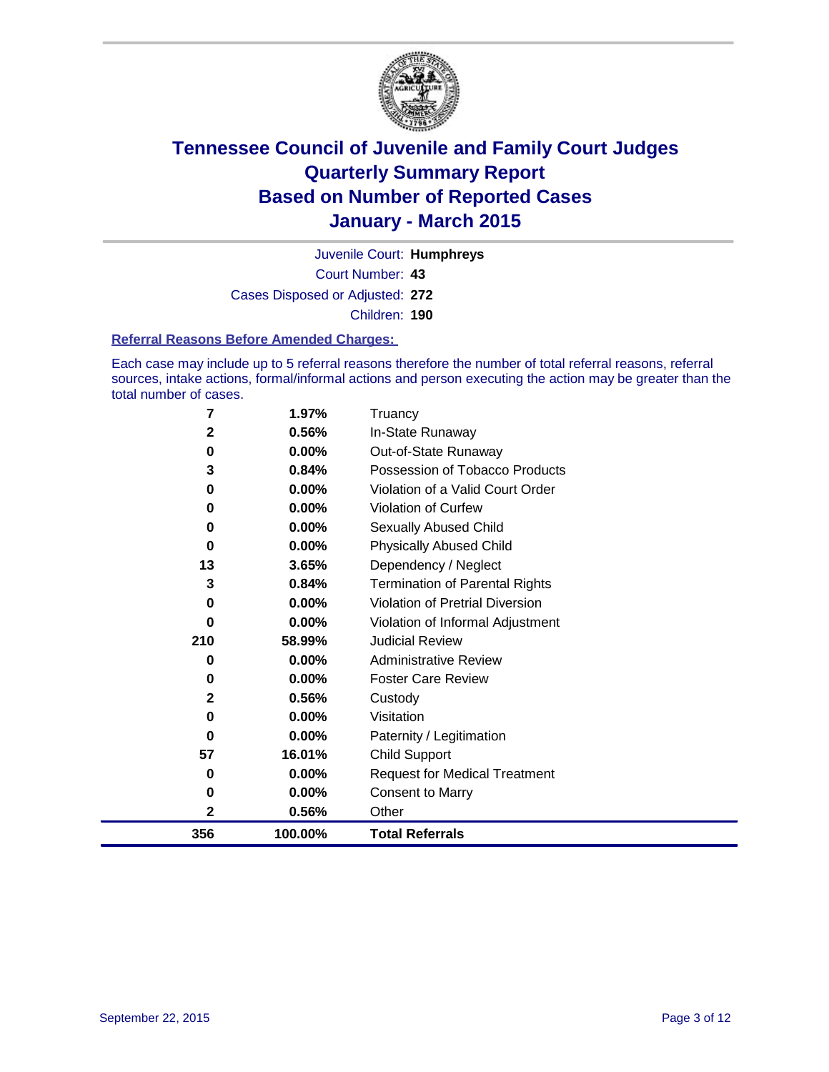# Tennessee Council of Juvenile and Family Court Judges
# Quarterly Summary Report
# Based on Number of Reported Cases
# January - March 2015

Juvenile Court: **Humphreys**
Court Number: **43**
Cases Disposed or Adjusted: **272**
Children: **190**

### Referral Reasons Before Amended Charges:

Each case may include up to 5 referral reasons therefore the number of total referral reasons, referral sources, intake actions, formal/informal actions and person executing the action may be greater than the total number of cases.

| Count | Percent | Referral Reason |
|---|---|---|
| 7 | 1.97% | Truancy |
| 2 | 0.56% | In-State Runaway |
| 0 | 0.00% | Out-of-State Runaway |
| 3 | 0.84% | Possession of Tobacco Products |
| 0 | 0.00% | Violation of a Valid Court Order |
| 0 | 0.00% | Violation of Curfew |
| 0 | 0.00% | Sexually Abused Child |
| 0 | 0.00% | Physically Abused Child |
| 13 | 3.65% | Dependency / Neglect |
| 3 | 0.84% | Termination of Parental Rights |
| 0 | 0.00% | Violation of Pretrial Diversion |
| 0 | 0.00% | Violation of Informal Adjustment |
| 210 | 58.99% | Judicial Review |
| 0 | 0.00% | Administrative Review |
| 0 | 0.00% | Foster Care Review |
| 2 | 0.56% | Custody |
| 0 | 0.00% | Visitation |
| 0 | 0.00% | Paternity / Legitimation |
| 57 | 16.01% | Child Support |
| 0 | 0.00% | Request for Medical Treatment |
| 0 | 0.00% | Consent to Marry |
| 2 | 0.56% | Other |
| **356** | **100.00%** | **Total Referrals** |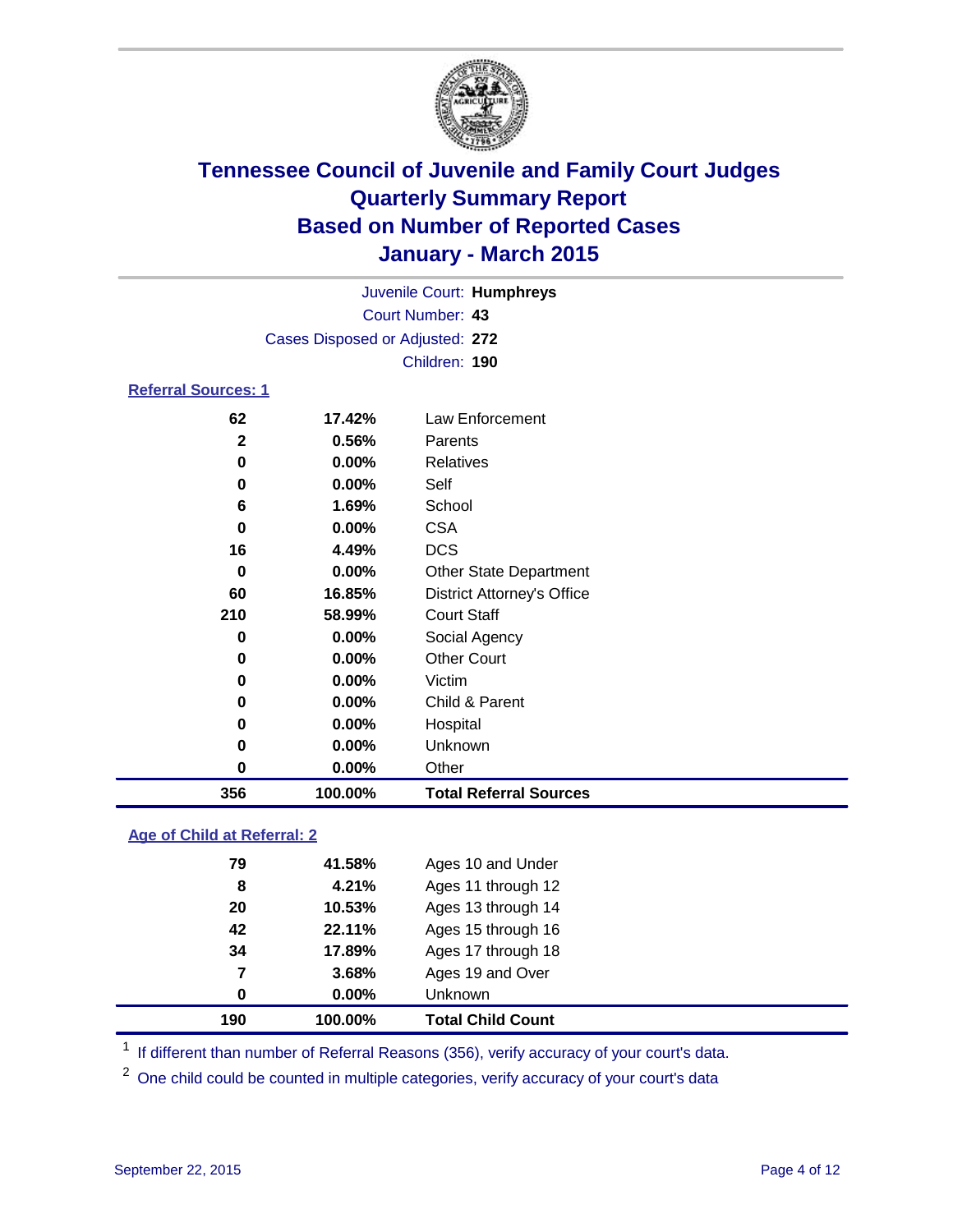# Tennessee Council of Juvenile and Family Court Judges
## Quarterly Summary Report
## Based on Number of Reported Cases
## January - March 2015

Juvenile Court: **Humphreys**
Court Number: **43**
Cases Disposed or Adjusted: **272**
Children: **190**

### Referral Sources: 1

| | | |
|---|---|---|
| 62 | 17.42% | Law Enforcement |
| 2 | 0.56% | Parents |
| 0 | 0.00% | Relatives |
| 0 | 0.00% | Self |
| 6 | 1.69% | School |
| 0 | 0.00% | CSA |
| 16 | 4.49% | DCS |
| 0 | 0.00% | Other State Department |
| 60 | 16.85% | District Attorney's Office |
| 210 | 58.99% | Court Staff |
| 0 | 0.00% | Social Agency |
| 0 | 0.00% | Other Court |
| 0 | 0.00% | Victim |
| 0 | 0.00% | Child & Parent |
| 0 | 0.00% | Hospital |
| 0 | 0.00% | Unknown |
| 0 | 0.00% | Other |
| **356** | **100.00%** | **Total Referral Sources** |

### Age of Child at Referral: 2

| | | |
|---|---|---|
| 79 | 41.58% | Ages 10 and Under |
| 8 | 4.21% | Ages 11 through 12 |
| 20 | 10.53% | Ages 13 through 14 |
| 42 | 22.11% | Ages 15 through 16 |
| 34 | 17.89% | Ages 17 through 18 |
| 7 | 3.68% | Ages 19 and Over |
| 0 | 0.00% | Unknown |
| **190** | **100.00%** | **Total Child Count** |

[1] If different than number of Referral Reasons (356), verify accuracy of your court's data.

[2] One child could be counted in multiple categories, verify accuracy of your court's data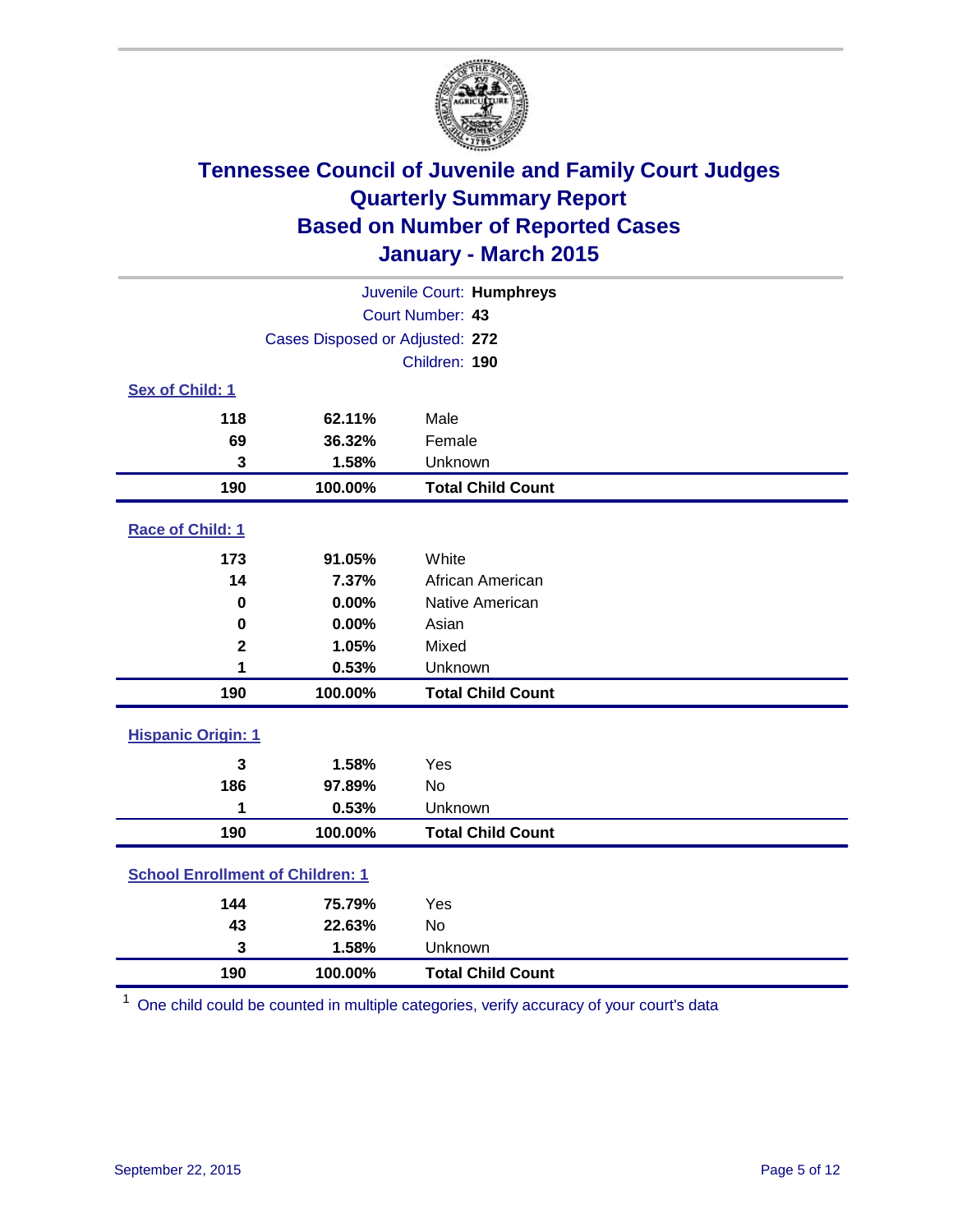# Tennessee Council of Juvenile and Family Court Judges
## Quarterly Summary Report
## Based on Number of Reported Cases
## January - March 2015

Juvenile Court: **Humphreys**
Court Number: **43**
Cases Disposed or Adjusted: **272**
Children: **190**

### Sex of Child: 1

| Count | Percent | Category |
|---|---|---|
| 118 | 62.11% | Male |
| 69 | 36.32% | Female |
| 3 | 1.58% | Unknown |
| **190** | **100.00%** | **Total Child Count** |

### Race of Child: 1

| Count | Percent | Category |
|---|---|---|
| 173 | 91.05% | White |
| 14 | 7.37% | African American |
| 0 | 0.00% | Native American |
| 0 | 0.00% | Asian |
| 2 | 1.05% | Mixed |
| 1 | 0.53% | Unknown |
| **190** | **100.00%** | **Total Child Count** |

### Hispanic Origin: 1

| Count | Percent | Category |
|---|---|---|
| 3 | 1.58% | Yes |
| 186 | 97.89% | No |
| 1 | 0.53% | Unknown |
| **190** | **100.00%** | **Total Child Count** |

### School Enrollment of Children: 1

| Count | Percent | Category |
|---|---|---|
| 144 | 75.79% | Yes |
| 43 | 22.63% | No |
| 3 | 1.58% | Unknown |
| **190** | **100.00%** | **Total Child Count** |

[1] One child could be counted in multiple categories, verify accuracy of your court's data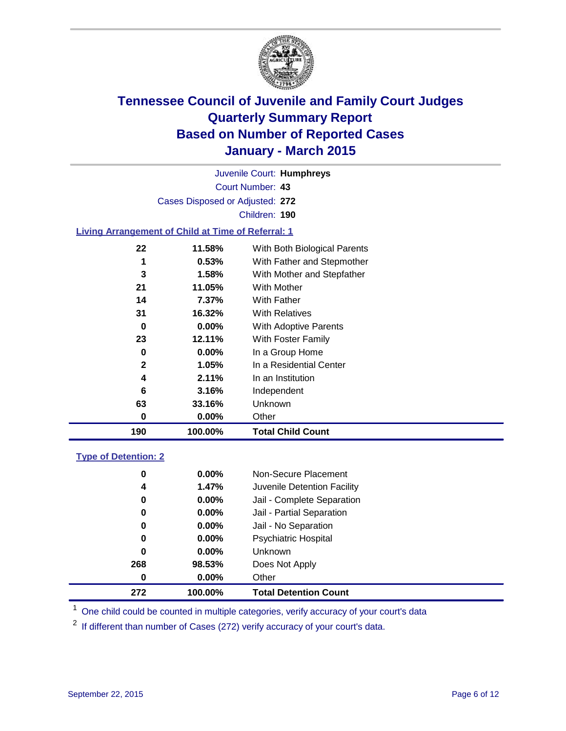# Tennessee Council of Juvenile and Family Court Judges
# Quarterly Summary Report
# Based on Number of Reported Cases
# January - March 2015

Juvenile Court: **Humphreys**

Court Number: **43**

Cases Disposed or Adjusted: **272**

Children: **190**

## Living Arrangement of Child at Time of Referral: 1

| Count | Percent | Living Arrangement |
|---|---|---|
| 22 | 11.58% | With Both Biological Parents |
| 1 | 0.53% | With Father and Stepmother |
| 3 | 1.58% | With Mother and Stepfather |
| 21 | 11.05% | With Mother |
| 14 | 7.37% | With Father |
| 31 | 16.32% | With Relatives |
| 0 | 0.00% | With Adoptive Parents |
| 23 | 12.11% | With Foster Family |
| 0 | 0.00% | In a Group Home |
| 2 | 1.05% | In a Residential Center |
| 4 | 2.11% | In an Institution |
| 6 | 3.16% | Independent |
| 63 | 33.16% | Unknown |
| 0 | 0.00% | Other |
| **190** | **100.00%** | **Total Child Count** |

## Type of Detention: 2

| Count | Percent | Type of Detention |
|---|---|---|
| 0 | 0.00% | Non-Secure Placement |
| 4 | 1.47% | Juvenile Detention Facility |
| 0 | 0.00% | Jail - Complete Separation |
| 0 | 0.00% | Jail - Partial Separation |
| 0 | 0.00% | Jail - No Separation |
| 0 | 0.00% | Psychiatric Hospital |
| 0 | 0.00% | Unknown |
| 268 | 98.53% | Does Not Apply |
| 0 | 0.00% | Other |
| **272** | **100.00%** | **Total Detention Count** |

[1] One child could be counted in multiple categories, verify accuracy of your court's data

[2] If different than number of Cases (272) verify accuracy of your court's data.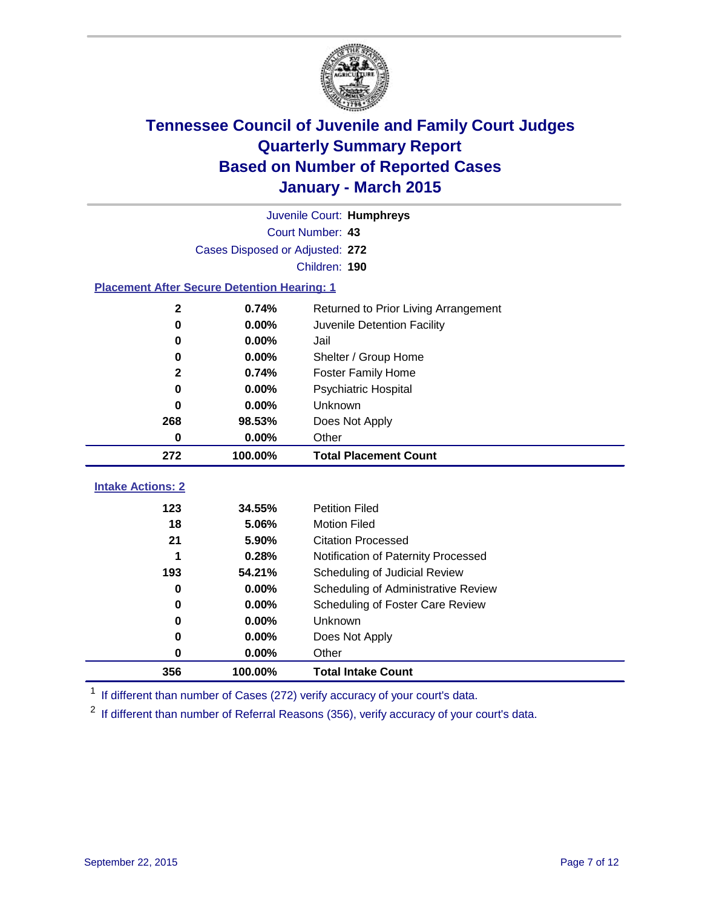# Tennessee Council of Juvenile and Family Court Judges
# Quarterly Summary Report
# Based on Number of Reported Cases
# January - March 2015

Juvenile Court: **Humphreys**

Court Number: **43**

Cases Disposed or Adjusted: **272**

Children: **190**

### Placement After Secure Detention Hearing: 1

| Count | Percent | Placement |
|---|---|---|
| 2 | 0.74% | Returned to Prior Living Arrangement |
| 0 | 0.00% | Juvenile Detention Facility |
| 0 | 0.00% | Jail |
| 0 | 0.00% | Shelter / Group Home |
| 2 | 0.74% | Foster Family Home |
| 0 | 0.00% | Psychiatric Hospital |
| 0 | 0.00% | Unknown |
| 268 | 98.53% | Does Not Apply |
| 0 | 0.00% | Other |
| **272** | **100.00%** | **Total Placement Count** |

### Intake Actions: 2

| Count | Percent | Intake Action |
|---|---|---|
| 123 | 34.55% | Petition Filed |
| 18 | 5.06% | Motion Filed |
| 21 | 5.90% | Citation Processed |
| 1 | 0.28% | Notification of Paternity Processed |
| 193 | 54.21% | Scheduling of Judicial Review |
| 0 | 0.00% | Scheduling of Administrative Review |
| 0 | 0.00% | Scheduling of Foster Care Review |
| 0 | 0.00% | Unknown |
| 0 | 0.00% | Does Not Apply |
| 0 | 0.00% | Other |
| **356** | **100.00%** | **Total Intake Count** |

[1] If different than number of Cases (272) verify accuracy of your court's data.

[2] If different than number of Referral Reasons (356), verify accuracy of your court's data.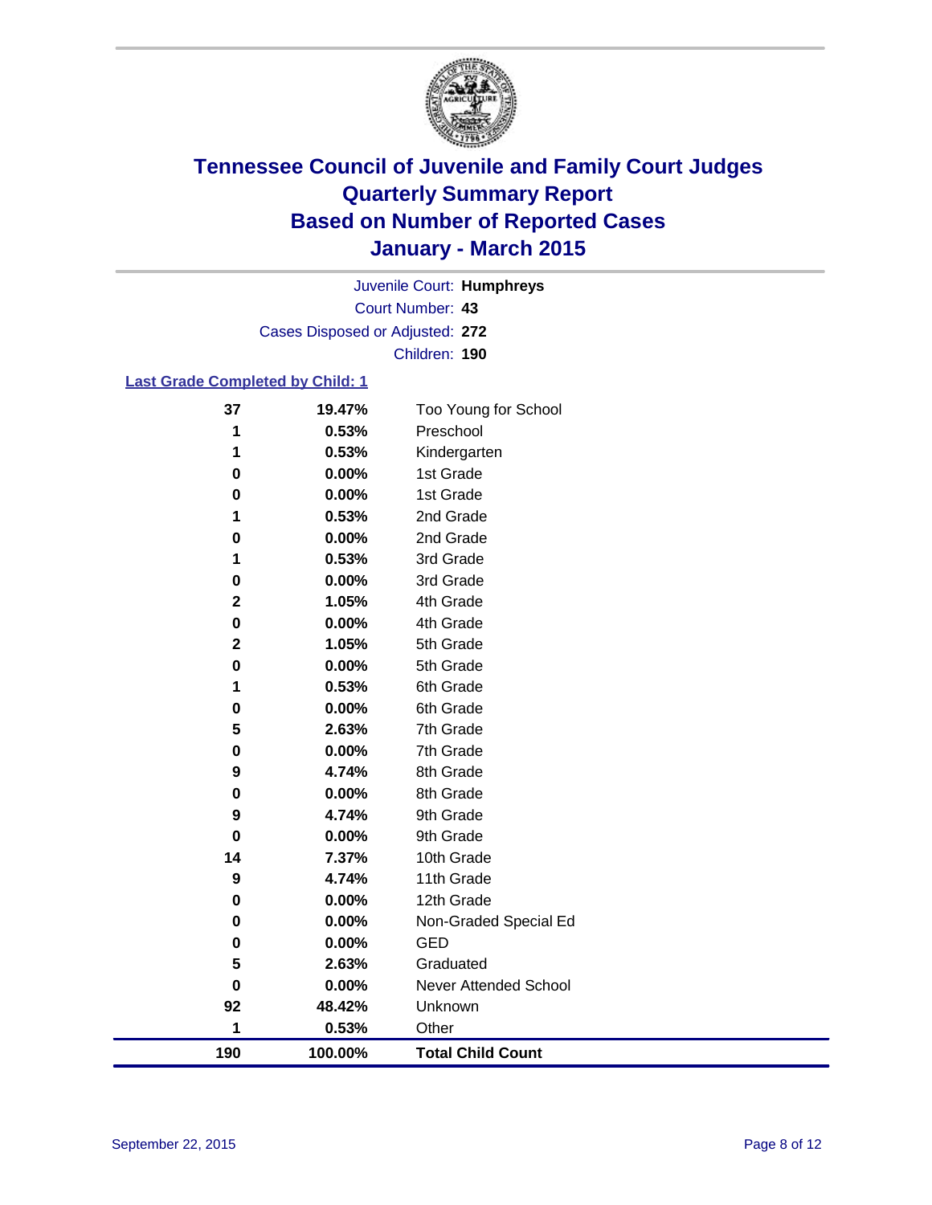# Tennessee Council of Juvenile and Family Court Judges
# Quarterly Summary Report
# Based on Number of Reported Cases
# January - March 2015

Juvenile Court: **Humphreys**
Court Number: **43**
Cases Disposed or Adjusted: **272**
Children: **190**

## Last Grade Completed by Child: 1

| | | |
|---|---|---|
| **37** | **19.47%** | Too Young for School |
| **1** | **0.53%** | Preschool |
| **1** | **0.53%** | Kindergarten |
| **0** | **0.00%** | 1st Grade |
| **0** | **0.00%** | 1st Grade |
| **1** | **0.53%** | 2nd Grade |
| **0** | **0.00%** | 2nd Grade |
| **1** | **0.53%** | 3rd Grade |
| **0** | **0.00%** | 3rd Grade |
| **2** | **1.05%** | 4th Grade |
| **0** | **0.00%** | 4th Grade |
| **2** | **1.05%** | 5th Grade |
| **0** | **0.00%** | 5th Grade |
| **1** | **0.53%** | 6th Grade |
| **0** | **0.00%** | 6th Grade |
| **5** | **2.63%** | 7th Grade |
| **0** | **0.00%** | 7th Grade |
| **9** | **4.74%** | 8th Grade |
| **0** | **0.00%** | 8th Grade |
| **9** | **4.74%** | 9th Grade |
| **0** | **0.00%** | 9th Grade |
| **14** | **7.37%** | 10th Grade |
| **9** | **4.74%** | 11th Grade |
| **0** | **0.00%** | 12th Grade |
| **0** | **0.00%** | Non-Graded Special Ed |
| **0** | **0.00%** | GED |
| **5** | **2.63%** | Graduated |
| **0** | **0.00%** | Never Attended School |
| **92** | **48.42%** | Unknown |
| **1** | **0.53%** | Other |
| **190** | **100.00%** | **Total Child Count** |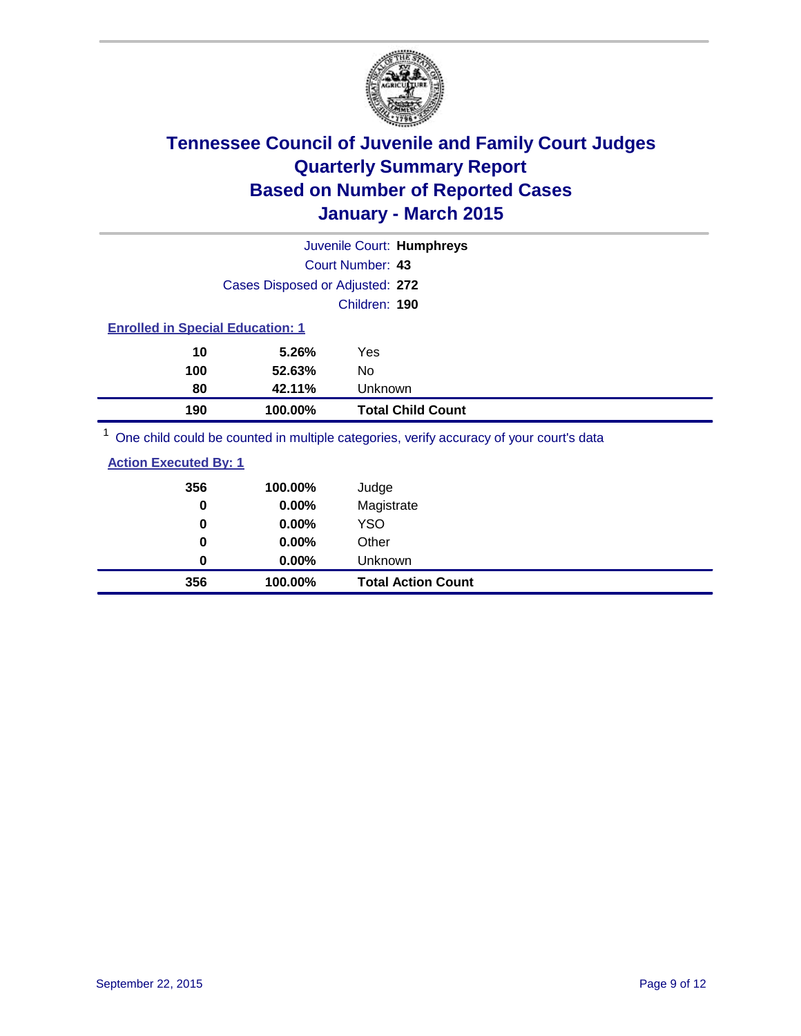# Tennessee Council of Juvenile and Family Court Judges
# Quarterly Summary Report
# Based on Number of Reported Cases
# January - March 2015

Juvenile Court: **Humphreys**

Court Number: **43**

Cases Disposed or Adjusted: **272**

Children: **190**

### Enrolled in Special Education: 1

| | | |
|---|---|---|
| **10** | **5.26%** | Yes |
| **100** | **52.63%** | No |
| **80** | **42.11%** | Unknown |
| **190** | **100.00%** | **Total Child Count** |

[1] One child could be counted in multiple categories, verify accuracy of your court's data

### Action Executed By: 1

| | | |
|---|---|---|
| **356** | **100.00%** | Judge |
| **0** | **0.00%** | Magistrate |
| **0** | **0.00%** | YSO |
| **0** | **0.00%** | Other |
| **0** | **0.00%** | Unknown |
| **356** | **100.00%** | **Total Action Count** |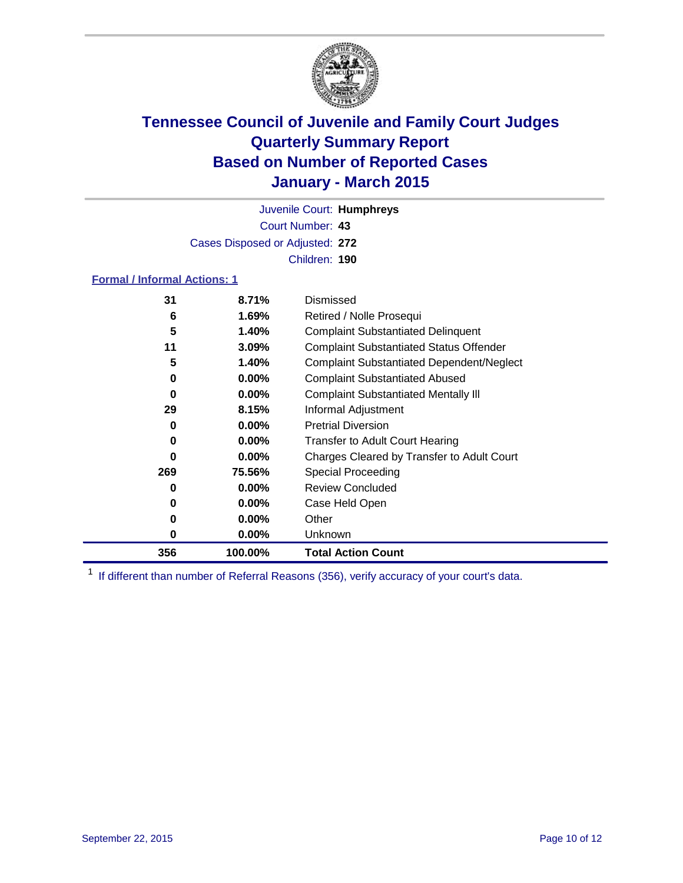# Tennessee Council of Juvenile and Family Court Judges
# Quarterly Summary Report
# Based on Number of Reported Cases
# January - March 2015

Juvenile Court: **Humphreys**
Court Number: **43**
Cases Disposed or Adjusted: **272**
Children: **190**

### Formal / Informal Actions: 1

| | | |
|---|---|---|
| 31 | 8.71% | Dismissed |
| 6 | 1.69% | Retired / Nolle Prosequi |
| 5 | 1.40% | Complaint Substantiated Delinquent |
| 11 | 3.09% | Complaint Substantiated Status Offender |
| 5 | 1.40% | Complaint Substantiated Dependent/Neglect |
| 0 | 0.00% | Complaint Substantiated Abused |
| 0 | 0.00% | Complaint Substantiated Mentally Ill |
| 29 | 8.15% | Informal Adjustment |
| 0 | 0.00% | Pretrial Diversion |
| 0 | 0.00% | Transfer to Adult Court Hearing |
| 0 | 0.00% | Charges Cleared by Transfer to Adult Court |
| 269 | 75.56% | Special Proceeding |
| 0 | 0.00% | Review Concluded |
| 0 | 0.00% | Case Held Open |
| 0 | 0.00% | Other |
| 0 | 0.00% | Unknown |
| **356** | **100.00%** | **Total Action Count** |

[1] If different than number of Referral Reasons (356), verify accuracy of your court's data.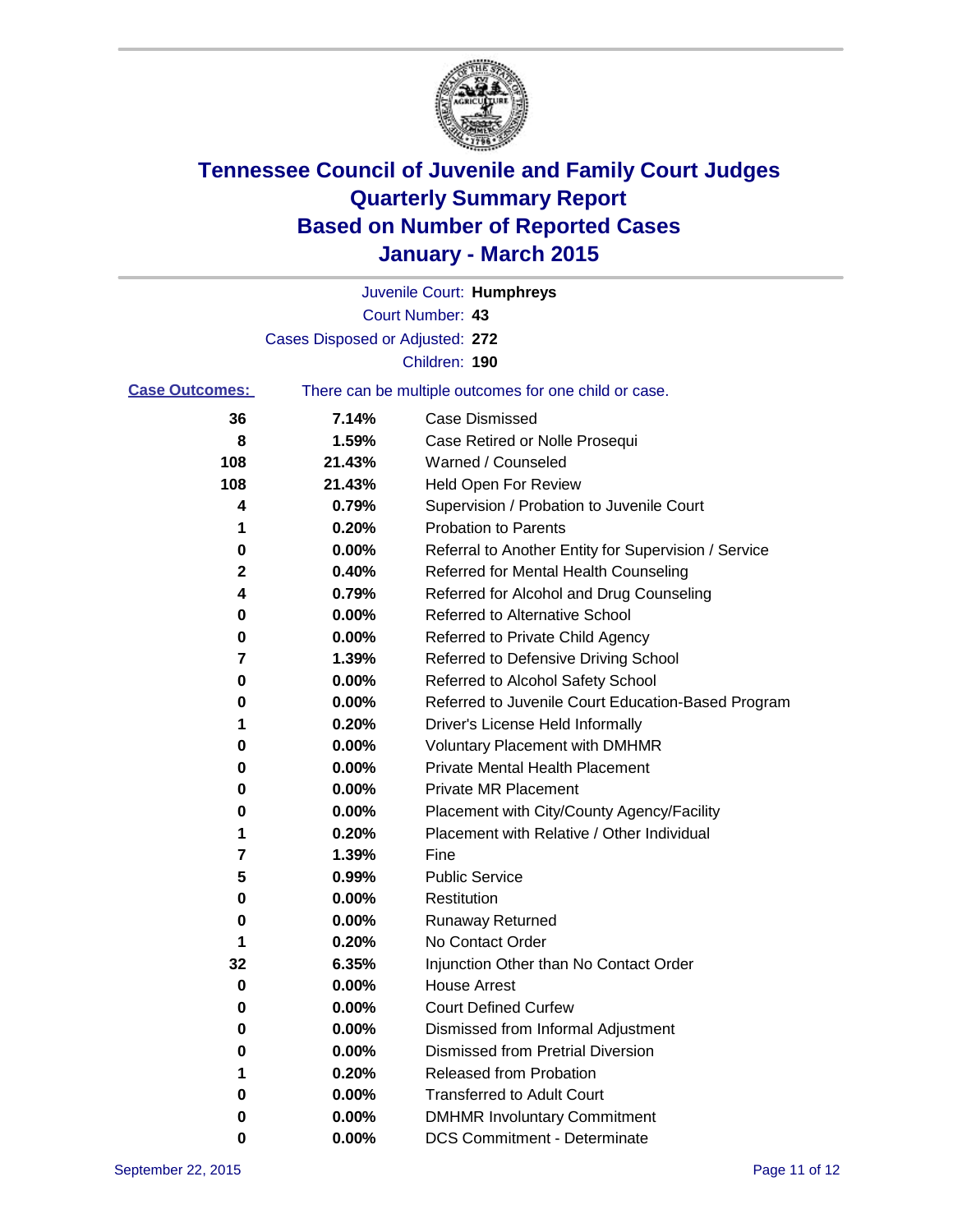# Tennessee Council of Juvenile and Family Court Judges
## Quarterly Summary Report
## Based on Number of Reported Cases
## January - March 2015

Juvenile Court: **Humphreys**
Court Number: **43**
Cases Disposed or Adjusted: **272**
Children: **190**

**Case Outcomes:** There can be multiple outcomes for one child or case.

| Count | Percent | Outcome |
|---|---|---|
| **36** | **7.14%** | Case Dismissed |
| **8** | **1.59%** | Case Retired or Nolle Prosequi |
| **108** | **21.43%** | Warned / Counseled |
| **108** | **21.43%** | Held Open For Review |
| **4** | **0.79%** | Supervision / Probation to Juvenile Court |
| **1** | **0.20%** | Probation to Parents |
| **0** | **0.00%** | Referral to Another Entity for Supervision / Service |
| **2** | **0.40%** | Referred for Mental Health Counseling |
| **4** | **0.79%** | Referred for Alcohol and Drug Counseling |
| **0** | **0.00%** | Referred to Alternative School |
| **0** | **0.00%** | Referred to Private Child Agency |
| **7** | **1.39%** | Referred to Defensive Driving School |
| **0** | **0.00%** | Referred to Alcohol Safety School |
| **0** | **0.00%** | Referred to Juvenile Court Education-Based Program |
| **1** | **0.20%** | Driver's License Held Informally |
| **0** | **0.00%** | Voluntary Placement with DMHMR |
| **0** | **0.00%** | Private Mental Health Placement |
| **0** | **0.00%** | Private MR Placement |
| **0** | **0.00%** | Placement with City/County Agency/Facility |
| **1** | **0.20%** | Placement with Relative / Other Individual |
| **7** | **1.39%** | Fine |
| **5** | **0.99%** | Public Service |
| **0** | **0.00%** | Restitution |
| **0** | **0.00%** | Runaway Returned |
| **1** | **0.20%** | No Contact Order |
| **32** | **6.35%** | Injunction Other than No Contact Order |
| **0** | **0.00%** | House Arrest |
| **0** | **0.00%** | Court Defined Curfew |
| **0** | **0.00%** | Dismissed from Informal Adjustment |
| **0** | **0.00%** | Dismissed from Pretrial Diversion |
| **1** | **0.20%** | Released from Probation |
| **0** | **0.00%** | Transferred to Adult Court |
| **0** | **0.00%** | DMHMR Involuntary Commitment |
| **0** | **0.00%** | DCS Commitment - Determinate |

September 22, 2015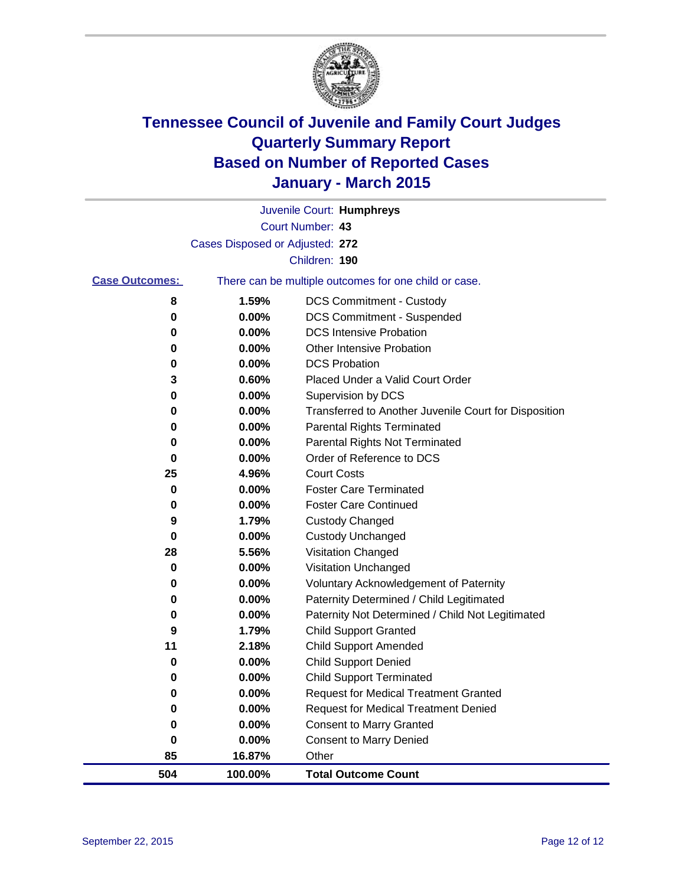# Tennessee Council of Juvenile and Family Court Judges
# Quarterly Summary Report
# Based on Number of Reported Cases
# January - March 2015

Juvenile Court: **Humphreys**
Court Number: **43**
Cases Disposed or Adjusted: **272**
Children: **190**

**Case Outcomes:** There can be multiple outcomes for one child or case.

| | | |
|---|---|---|
| 8 | 1.59% | DCS Commitment - Custody |
| 0 | 0.00% | DCS Commitment - Suspended |
| 0 | 0.00% | DCS Intensive Probation |
| 0 | 0.00% | Other Intensive Probation |
| 0 | 0.00% | DCS Probation |
| 3 | 0.60% | Placed Under a Valid Court Order |
| 0 | 0.00% | Supervision by DCS |
| 0 | 0.00% | Transferred to Another Juvenile Court for Disposition |
| 0 | 0.00% | Parental Rights Terminated |
| 0 | 0.00% | Parental Rights Not Terminated |
| 0 | 0.00% | Order of Reference to DCS |
| 25 | 4.96% | Court Costs |
| 0 | 0.00% | Foster Care Terminated |
| 0 | 0.00% | Foster Care Continued |
| 9 | 1.79% | Custody Changed |
| 0 | 0.00% | Custody Unchanged |
| 28 | 5.56% | Visitation Changed |
| 0 | 0.00% | Visitation Unchanged |
| 0 | 0.00% | Voluntary Acknowledgement of Paternity |
| 0 | 0.00% | Paternity Determined / Child Legitimated |
| 0 | 0.00% | Paternity Not Determined / Child Not Legitimated |
| 9 | 1.79% | Child Support Granted |
| 11 | 2.18% | Child Support Amended |
| 0 | 0.00% | Child Support Denied |
| 0 | 0.00% | Child Support Terminated |
| 0 | 0.00% | Request for Medical Treatment Granted |
| 0 | 0.00% | Request for Medical Treatment Denied |
| 0 | 0.00% | Consent to Marry Granted |
| 0 | 0.00% | Consent to Marry Denied |
| 85 | 16.87% | Other |
| **504** | **100.00%** | **Total Outcome Count** |

September 22, 2015